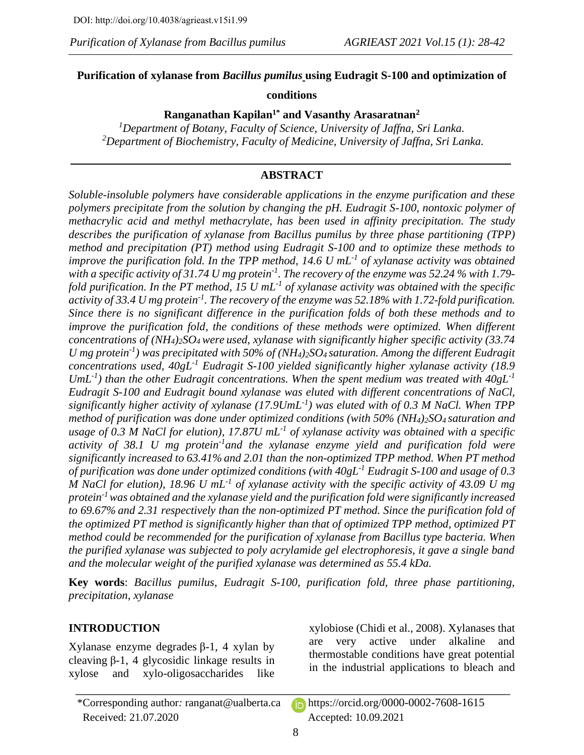DOI: http://doi.org/10.4038/agrieast.v15i1.99

# Purification of xylanase from *Bacillus pumilus* using Eudragit S-100 and optimization of conditions

**Ranganathan Kapilan[1*] and Vasanthy Arasaratnan[2]**

[1]*Department of Botany, Faculty of Science, University of Jaffna, Sri Lanka.*
[2]*Department of Biochemistry, Faculty of Medicine, University of Jaffna, Sri Lanka.*

## ABSTRACT

*Soluble-insoluble polymers have considerable applications in the enzyme purification and these polymers precipitate from the solution by changing the pH. Eudragit S-100, nontoxic polymer of methacrylic acid and methyl methacrylate, has been used in affinity precipitation. The study describes the purification of xylanase from Bacillus pumilus by three phase partitioning (TPP) method and precipitation (PT) method using Eudragit S-100 and to optimize these methods to improve the purification fold. In the TPP method, 14.6 U $mL^{-1}$ of xylanase activity was obtained with a specific activity of 31.74 U mg $protein^{-1}$. The recovery of the enzyme was 52.24 % with 1.79-fold purification. In the PT method, 15 U $mL^{-1}$ of xylanase activity was obtained with the specific activity of 33.4 U mg $protein^{-1}$. The recovery of the enzyme was 52.18% with 1.72-fold purification. Since there is no significant difference in the purification folds of both these methods and to improve the purification fold, the conditions of these methods were optimized. When different concentrations of $(NH_4)_2SO_4$ were used, xylanase with significantly higher specific activity (33.74 U mg $protein^{-1}$) was precipitated with 50% of $(NH_4)_2SO_4$ saturation. Among the different Eudragit concentrations used, 40g$L^{-1}$ Eudragit S-100 yielded significantly higher xylanase activity (18.9 U$mL^{-1}$) than the other Eudragit concentrations. When the spent medium was treated with 40g$L^{-1}$ Eudragit S-100 and Eudragit bound xylanase was eluted with different concentrations of NaCl, significantly higher activity of xylanase (17.9U$mL^{-1}$) was eluted with of 0.3 M NaCl. When TPP method of purification was done under optimized conditions (with 50% $(NH_4)_2SO_4$ saturation and usage of 0.3 M NaCl for elution), 17.87U $mL^{-1}$ of xylanase activity was obtained with a specific activity of 38.1 U mg $protein^{-1}$and the xylanase enzyme yield and purification fold were significantly increased to 63.41% and 2.01 than the non-optimized TPP method. When PT method of purification was done under optimized conditions (with 40g$L^{-1}$ Eudragit S-100 and usage of 0.3 M NaCl for elution), 18.96 U $mL^{-1}$ of xylanase activity with the specific activity of 43.09 U mg $protein^{-1}$ was obtained and the xylanase yield and the purification fold were significantly increased to 69.67% and 2.31 respectively than the non-optimized PT method. Since the purification fold of the optimized PT method is significantly higher than that of optimized TPP method, optimized PT method could be recommended for the purification of xylanase from Bacillus type bacteria. When the purified xylanase was subjected to poly acrylamide gel electrophoresis, it gave a single band and the molecular weight of the purified xylanase was determined as 55.4 kDa.*

**Key words**: *Bacillus pumilus, Eudragit S-100, purification fold, three phase partitioning, precipitation, xylanase*

## INTRODUCTION

Xylanase enzyme degrades β-1, 4 xylan by cleaving β-1, 4 glycosidic linkage results in xylose and xylo-oligosaccharides like xylobiose (Chidi et al., 2008). Xylanases that are very active under alkaline and thermostable conditions have great potential in the industrial applications to bleach and

*Corresponding author: ranganat@ualberta.ca https://orcid.org/0000-0002-7608-1615
Received: 21.07.2020 Accepted: 10.09.2021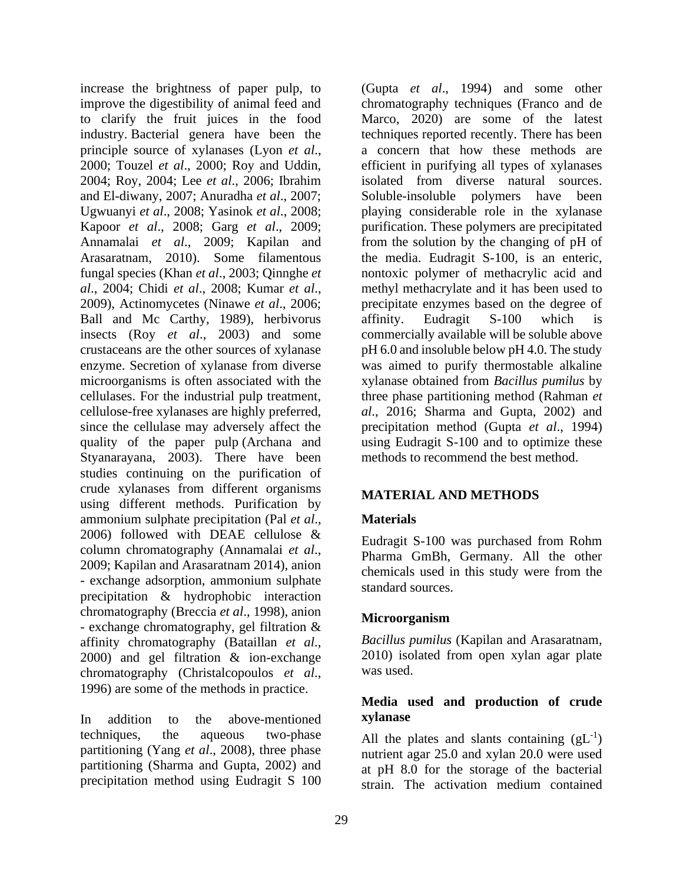increase the brightness of paper pulp, to improve the digestibility of animal feed and to clarify the fruit juices in the food industry. Bacterial genera have been the principle source of xylanases (Lyon *et al*., 2000; Touzel *et al*., 2000; Roy and Uddin, 2004; Roy, 2004; Lee *et al*., 2006; Ibrahim and El-diwany, 2007; Anuradha *et al*., 2007; Ugwuanyi *et al*., 2008; Yasinok *et al*., 2008; Kapoor *et al*., 2008; Garg *et al*., 2009; Annamalai *et al*., 2009; Kapilan and Arasaratnam, 2010). Some filamentous fungal species (Khan *et al*., 2003; Qinnghe *et al*., 2004; Chidi *et al*., 2008; Kumar *et al*., 2009), Actinomycetes (Ninawe *et al*., 2006; Ball and Mc Carthy, 1989), herbivorus insects (Roy *et al*., 2003) and some crustaceans are the other sources of xylanase enzyme. Secretion of xylanase from diverse microorganisms is often associated with the cellulases. For the industrial pulp treatment, cellulose-free xylanases are highly preferred, since the cellulase may adversely affect the quality of the paper pulp (Archana and Styanarayana, 2003). There have been studies continuing on the purification of crude xylanases from different organisms using different methods. Purification by ammonium sulphate precipitation (Pal *et al*., 2006) followed with DEAE cellulose & column chromatography (Annamalai *et al*., 2009; Kapilan and Arasaratnam 2014), anion - exchange adsorption, ammonium sulphate precipitation & hydrophobic interaction chromatography (Breccia *et al*., 1998), anion - exchange chromatography, gel filtration & affinity chromatography (Bataillan *et al*., 2000) and gel filtration & ion-exchange chromatography (Christalcopoulos *et al*., 1996) are some of the methods in practice.

In addition to the above-mentioned techniques, the aqueous two-phase partitioning (Yang *et al*., 2008), three phase partitioning (Sharma and Gupta, 2002) and precipitation method using Eudragit S 100 (Gupta *et al*., 1994) and some other chromatography techniques (Franco and de Marco, 2020) are some of the latest techniques reported recently. There has been a concern that how these methods are efficient in purifying all types of xylanases isolated from diverse natural sources. Soluble-insoluble polymers have been playing considerable role in the xylanase purification. These polymers are precipitated from the solution by the changing of pH of the media. Eudragit S-100, is an enteric, nontoxic polymer of methacrylic acid and methyl methacrylate and it has been used to precipitate enzymes based on the degree of affinity. Eudragit S-100 which is commercially available will be soluble above pH 6.0 and insoluble below pH 4.0. The study was aimed to purify thermostable alkaline xylanase obtained from *Bacillus pumilus* by three phase partitioning method (Rahman *et al*., 2016; Sharma and Gupta, 2002) and precipitation method (Gupta *et al*., 1994) using Eudragit S-100 and to optimize these methods to recommend the best method.

## MATERIAL AND METHODS

### Materials

Eudragit S-100 was purchased from Rohm Pharma GmBh, Germany. All the other chemicals used in this study were from the standard sources.

### Microorganism

*Bacillus pumilus* (Kapilan and Arasaratnam, 2010) isolated from open xylan agar plate was used.

### Media used and production of crude xylanase

All the plates and slants containing ($gL^{-1}$) nutrient agar 25.0 and xylan 20.0 were used at pH 8.0 for the storage of the bacterial strain. The activation medium contained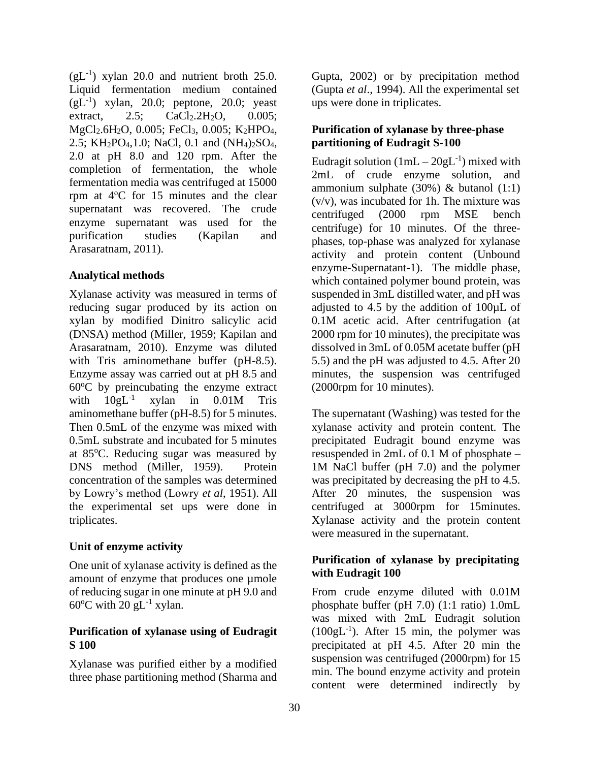($gL^{-1}$) xylan 20.0 and nutrient broth 25.0. Liquid fermentation medium contained ($gL^{-1}$) xylan, 20.0; peptone, 20.0; yeast extract, 2.5; $CaCl_2.2H_2O$, 0.005; $MgCl_2.6H_2O$, 0.005; $FeCl_3$, 0.005; $K_2HPO_4$, 2.5; $KH_2PO_4$,1.0; NaCl, 0.1 and $(NH_4)_2SO_4$, 2.0 at pH 8.0 and 120 rpm. After the completion of fermentation, the whole fermentation media was centrifuged at 15000 rpm at 4ºC for 15 minutes and the clear supernatant was recovered. The crude enzyme supernatant was used for the purification studies (Kapilan and Arasaratnam, 2011).

## Analytical methods

Xylanase activity was measured in terms of reducing sugar produced by its action on xylan by modified Dinitro salicylic acid (DNSA) method (Miller, 1959; Kapilan and Arasaratnam, 2010). Enzyme was diluted with Tris aminomethane buffer (pH-8.5). Enzyme assay was carried out at pH 8.5 and 60ºC by preincubating the enzyme extract with $10gL^{-1}$ xylan in 0.01M Tris aminomethane buffer (pH-8.5) for 5 minutes. Then 0.5mL of the enzyme was mixed with 0.5mL substrate and incubated for 5 minutes at 85ºC. Reducing sugar was measured by DNS method (Miller, 1959). Protein concentration of the samples was determined by Lowry's method (Lowry *et al*, 1951). All the experimental set ups were done in triplicates.

## Unit of enzyme activity

One unit of xylanase activity is defined as the amount of enzyme that produces one µmole of reducing sugar in one minute at pH 9.0 and 60ºC with 20 $gL^{-1}$ xylan.

## Purification of xylanase using of Eudragit S 100

Xylanase was purified either by a modified three phase partitioning method (Sharma and Gupta, 2002) or by precipitation method (Gupta *et al*., 1994). All the experimental set ups were done in triplicates.

## Purification of xylanase by three-phase partitioning of Eudragit S-100

Eudragit solution (1mL – $20gL^{-1}$) mixed with 2mL of crude enzyme solution, and ammonium sulphate (30%) & butanol (1:1) (v/v), was incubated for 1h. The mixture was centrifuged (2000 rpm MSE bench centrifuge) for 10 minutes. Of the three-phases, top-phase was analyzed for xylanase activity and protein content (Unbound enzyme-Supernatant-1). The middle phase, which contained polymer bound protein, was suspended in 3mL distilled water, and pH was adjusted to 4.5 by the addition of 100µL of 0.1M acetic acid. After centrifugation (at 2000 rpm for 10 minutes), the precipitate was dissolved in 3mL of 0.05M acetate buffer (pH 5.5) and the pH was adjusted to 4.5. After 20 minutes, the suspension was centrifuged (2000rpm for 10 minutes).

The supernatant (Washing) was tested for the xylanase activity and protein content. The precipitated Eudragit bound enzyme was resuspended in 2mL of 0.1 M of phosphate – 1M NaCl buffer (pH 7.0) and the polymer was precipitated by decreasing the pH to 4.5. After 20 minutes, the suspension was centrifuged at 3000rpm for 15minutes. Xylanase activity and the protein content were measured in the supernatant.

## Purification of xylanase by precipitating with Eudragit 100

From crude enzyme diluted with 0.01M phosphate buffer (pH 7.0) (1:1 ratio) 1.0mL was mixed with 2mL Eudragit solution ($100gL^{-1}$). After 15 min, the polymer was precipitated at pH 4.5. After 20 min the suspension was centrifuged (2000rpm) for 15 min. The bound enzyme activity and protein content were determined indirectly by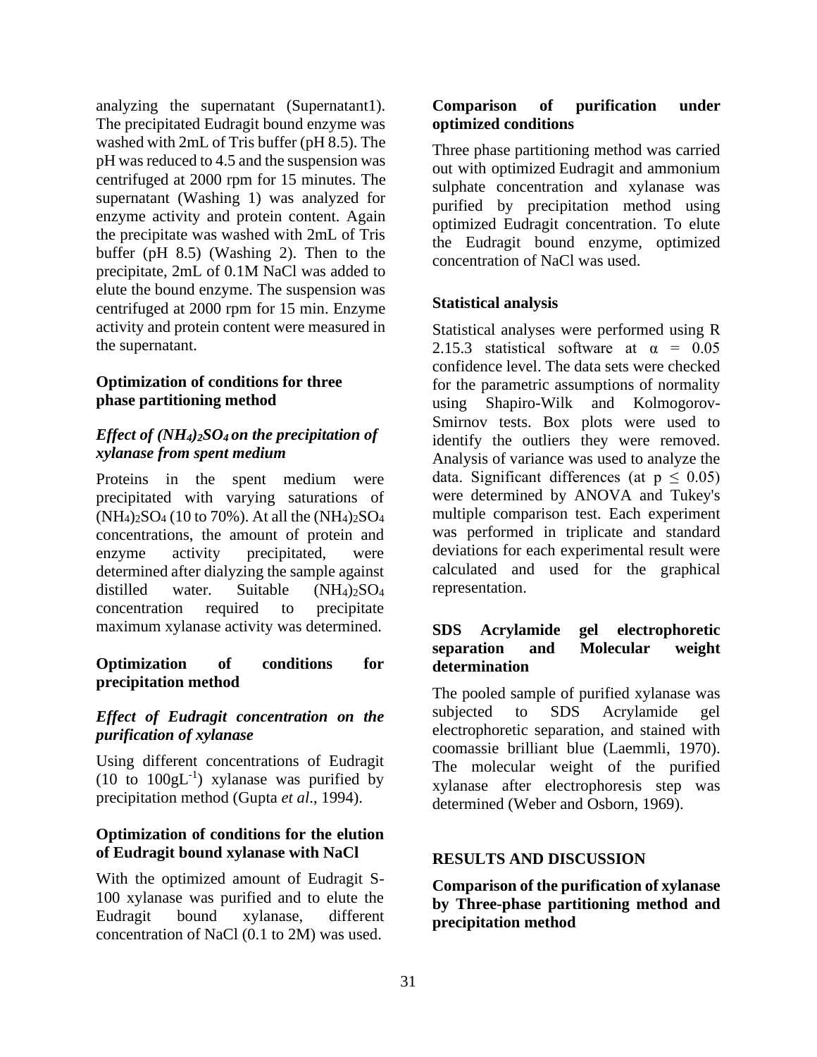analyzing the supernatant (Supernatant1). The precipitated Eudragit bound enzyme was washed with 2mL of Tris buffer (pH 8.5). The pH was reduced to 4.5 and the suspension was centrifuged at 2000 rpm for 15 minutes. The supernatant (Washing 1) was analyzed for enzyme activity and protein content. Again the precipitate was washed with 2mL of Tris buffer (pH 8.5) (Washing 2). Then to the precipitate, 2mL of 0.1M NaCl was added to elute the bound enzyme. The suspension was centrifuged at 2000 rpm for 15 min. Enzyme activity and protein content were measured in the supernatant.

### Optimization of conditions for three phase partitioning method

#### *Effect of $(NH_4)_2SO_4$ on the precipitation of xylanase from spent medium*

Proteins in the spent medium were precipitated with varying saturations of $(NH_4)_2SO_4$ (10 to 70%). At all the $(NH_4)_2SO_4$ concentrations, the amount of protein and enzyme activity precipitated, were determined after dialyzing the sample against distilled water. Suitable $(NH_4)_2SO_4$ concentration required to precipitate maximum xylanase activity was determined.

### Optimization of conditions for precipitation method

#### *Effect of Eudragit concentration on the purification of xylanase*

Using different concentrations of Eudragit (10 to 100$gL^{-1}$) xylanase was purified by precipitation method (Gupta *et al*., 1994).

### Optimization of conditions for the elution of Eudragit bound xylanase with NaCl

With the optimized amount of Eudragit S-100 xylanase was purified and to elute the Eudragit bound xylanase, different concentration of NaCl (0.1 to 2M) was used.

### Comparison of purification under optimized conditions

Three phase partitioning method was carried out with optimized Eudragit and ammonium sulphate concentration and xylanase was purified by precipitation method using optimized Eudragit concentration. To elute the Eudragit bound enzyme, optimized concentration of NaCl was used.

### Statistical analysis

Statistical analyses were performed using R 2.15.3 statistical software at $\alpha = 0.05$ confidence level. The data sets were checked for the parametric assumptions of normality using Shapiro-Wilk and Kolmogorov-Smirnov tests. Box plots were used to identify the outliers they were removed. Analysis of variance was used to analyze the data. Significant differences (at $p \leq 0.05$) were determined by ANOVA and Tukey's multiple comparison test. Each experiment was performed in triplicate and standard deviations for each experimental result were calculated and used for the graphical representation.

### SDS Acrylamide gel electrophoretic separation and Molecular weight determination

The pooled sample of purified xylanase was subjected to SDS Acrylamide gel electrophoretic separation, and stained with coomassie brilliant blue (Laemmli, 1970). The molecular weight of the purified xylanase after electrophoresis step was determined (Weber and Osborn, 1969).

## RESULTS AND DISCUSSION

### Comparison of the purification of xylanase by Three-phase partitioning method and precipitation method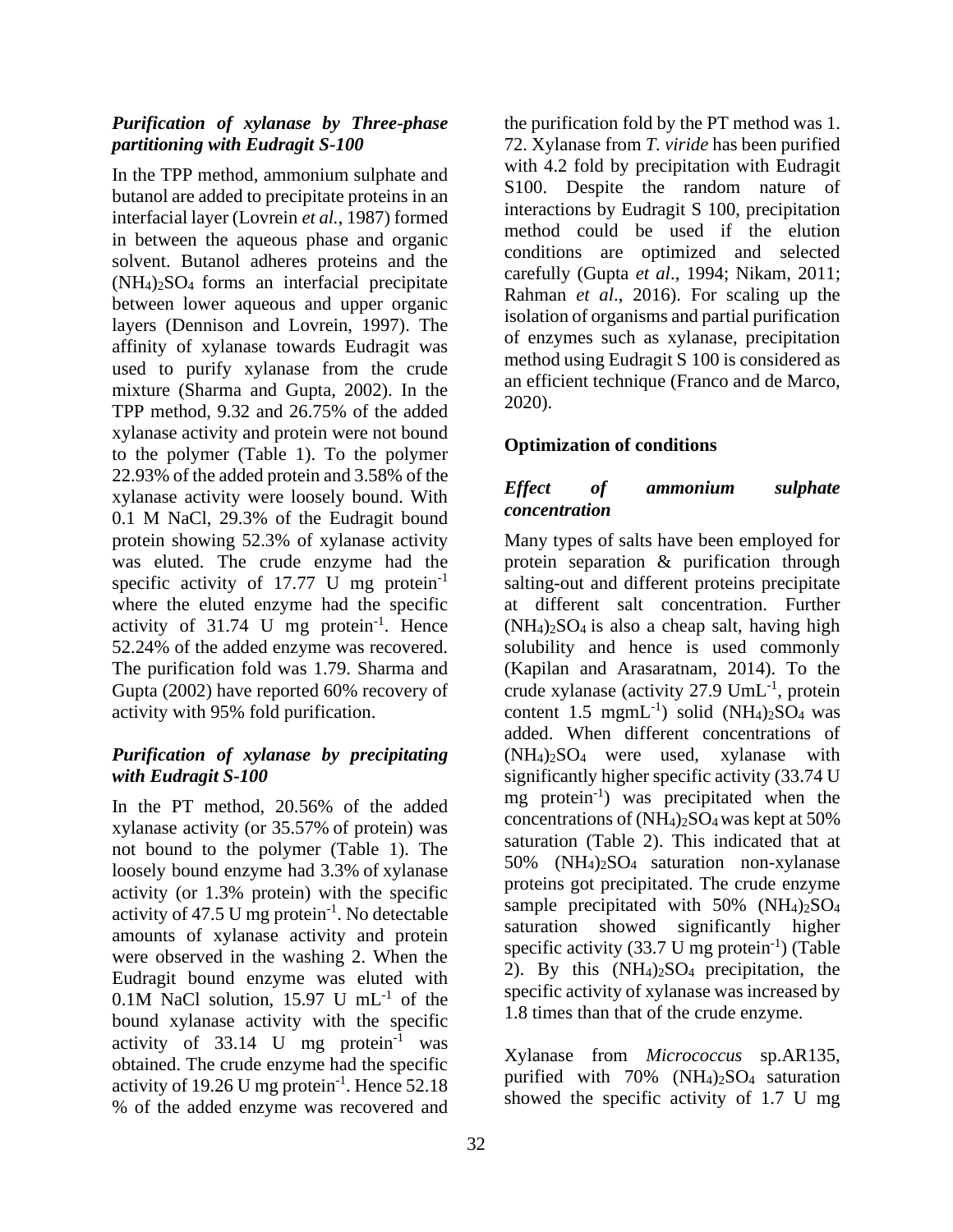### *Purification of xylanase by Three-phase partitioning with Eudragit S-100*

In the TPP method, ammonium sulphate and butanol are added to precipitate proteins in an interfacial layer (Lovrein *et al.*, 1987) formed in between the aqueous phase and organic solvent. Butanol adheres proteins and the $(NH_4)_2SO_4$ forms an interfacial precipitate between lower aqueous and upper organic layers (Dennison and Lovrein, 1997). The affinity of xylanase towards Eudragit was used to purify xylanase from the crude mixture (Sharma and Gupta, 2002). In the TPP method, 9.32 and 26.75% of the added xylanase activity and protein were not bound to the polymer (Table 1). To the polymer 22.93% of the added protein and 3.58% of the xylanase activity were loosely bound. With 0.1 M NaCl, 29.3% of the Eudragit bound protein showing 52.3% of xylanase activity was eluted. The crude enzyme had the specific activity of 17.77 U mg protein$^{-1}$ where the eluted enzyme had the specific activity of 31.74 U mg protein$^{-1}$. Hence 52.24% of the added enzyme was recovered. The purification fold was 1.79. Sharma and Gupta (2002) have reported 60% recovery of activity with 95% fold purification.

### *Purification of xylanase by precipitating with Eudragit S-100*

In the PT method, 20.56% of the added xylanase activity (or 35.57% of protein) was not bound to the polymer (Table 1). The loosely bound enzyme had 3.3% of xylanase activity (or 1.3% protein) with the specific activity of 47.5 U mg protein$^{-1}$. No detectable amounts of xylanase activity and protein were observed in the washing 2. When the Eudragit bound enzyme was eluted with 0.1M NaCl solution, 15.97 U mL$^{-1}$ of the bound xylanase activity with the specific activity of 33.14 U mg protein$^{-1}$ was obtained. The crude enzyme had the specific activity of 19.26 U mg protein$^{-1}$. Hence 52.18 % of the added enzyme was recovered and the purification fold by the PT method was 1. 72. Xylanase from *T. viride* has been purified with 4.2 fold by precipitation with Eudragit S100. Despite the random nature of interactions by Eudragit S 100, precipitation method could be used if the elution conditions are optimized and selected carefully (Gupta *et al*., 1994; Nikam, 2011; Rahman *et al*., 2016). For scaling up the isolation of organisms and partial purification of enzymes such as xylanase, precipitation method using Eudragit S 100 is considered as an efficient technique (Franco and de Marco, 2020).

## Optimization of conditions

### *Effect of ammonium sulphate concentration*

Many types of salts have been employed for protein separation & purification through salting-out and different proteins precipitate at different salt concentration. Further $(NH_4)_2SO_4$ is also a cheap salt, having high solubility and hence is used commonly (Kapilan and Arasaratnam, 2014). To the crude xylanase (activity 27.9 UmL$^{-1}$, protein content 1.5 mgmL$^{-1}$) solid $(NH_4)_2SO_4$ was added. When different concentrations of $(NH_4)_2SO_4$ were used, xylanase with significantly higher specific activity (33.74 U mg protein$^{-1}$) was precipitated when the concentrations of $(NH_4)_2SO_4$ was kept at 50% saturation (Table 2). This indicated that at 50% $(NH_4)_2SO_4$ saturation non-xylanase proteins got precipitated. The crude enzyme sample precipitated with 50% $(NH_4)_2SO_4$ saturation showed significantly higher specific activity (33.7 U mg protein$^{-1}$) (Table 2). By this $(NH_4)_2SO_4$ precipitation, the specific activity of xylanase was increased by 1.8 times than that of the crude enzyme.

Xylanase from *Micrococcus* sp.AR135, purified with 70% $(NH_4)_2SO_4$ saturation showed the specific activity of 1.7 U mg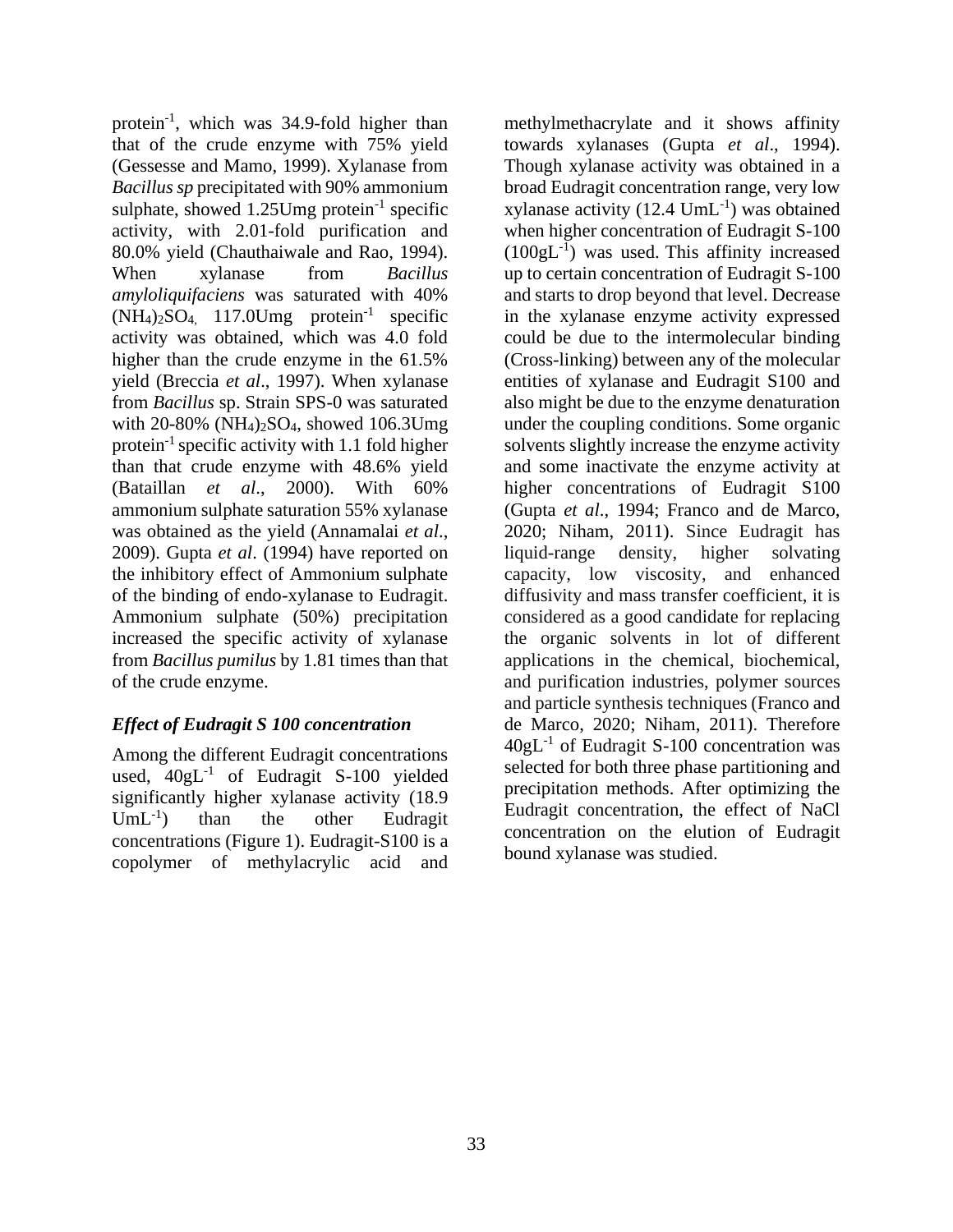protein$^{-1}$, which was 34.9-fold higher than that of the crude enzyme with 75% yield (Gessesse and Mamo, 1999). Xylanase from *Bacillus sp* precipitated with 90% ammonium sulphate, showed 1.25Umg protein$^{-1}$ specific activity, with 2.01-fold purification and 80.0% yield (Chauthaiwale and Rao, 1994). When xylanase from *Bacillus amyloliquifaciens* was saturated with 40% $(NH_4)_2SO_4$, 117.0Umg protein$^{-1}$ specific activity was obtained, which was 4.0 fold higher than the crude enzyme in the 61.5% yield (Breccia *et al*., 1997). When xylanase from *Bacillus* sp. Strain SPS-0 was saturated with 20-80% $(NH_4)_2SO_4$, showed 106.3Umg protein$^{-1}$ specific activity with 1.1 fold higher than that crude enzyme with 48.6% yield (Bataillan *et al*., 2000). With 60% ammonium sulphate saturation 55% xylanase was obtained as the yield (Annamalai *et al*., 2009). Gupta *et al*. (1994) have reported on the inhibitory effect of Ammonium sulphate of the binding of endo-xylanase to Eudragit. Ammonium sulphate (50%) precipitation increased the specific activity of xylanase from *Bacillus pumilus* by 1.81 times than that of the crude enzyme.

### *Effect of Eudragit S 100 concentration*

Among the different Eudragit concentrations used, 40gL$^{-1}$ of Eudragit S-100 yielded significantly higher xylanase activity (18.9 UmL$^{-1}$) than the other Eudragit concentrations (Figure 1). Eudragit-S100 is a copolymer of methylacrylic acid and methylmethacrylate and it shows affinity towards xylanases (Gupta *et al*., 1994). Though xylanase activity was obtained in a broad Eudragit concentration range, very low xylanase activity (12.4 UmL$^{-1}$) was obtained when higher concentration of Eudragit S-100 (100gL$^{-1}$) was used. This affinity increased up to certain concentration of Eudragit S-100 and starts to drop beyond that level. Decrease in the xylanase enzyme activity expressed could be due to the intermolecular binding (Cross-linking) between any of the molecular entities of xylanase and Eudragit S100 and also might be due to the enzyme denaturation under the coupling conditions. Some organic solvents slightly increase the enzyme activity and some inactivate the enzyme activity at higher concentrations of Eudragit S100 (Gupta *et al*., 1994; Franco and de Marco, 2020; Niham, 2011). Since Eudragit has liquid-range density, higher solvating capacity, low viscosity, and enhanced diffusivity and mass transfer coefficient, it is considered as a good candidate for replacing the organic solvents in lot of different applications in the chemical, biochemical, and purification industries, polymer sources and particle synthesis techniques (Franco and de Marco, 2020; Niham, 2011). Therefore 40gL$^{-1}$ of Eudragit S-100 concentration was selected for both three phase partitioning and precipitation methods. After optimizing the Eudragit concentration, the effect of NaCl concentration on the elution of Eudragit bound xylanase was studied.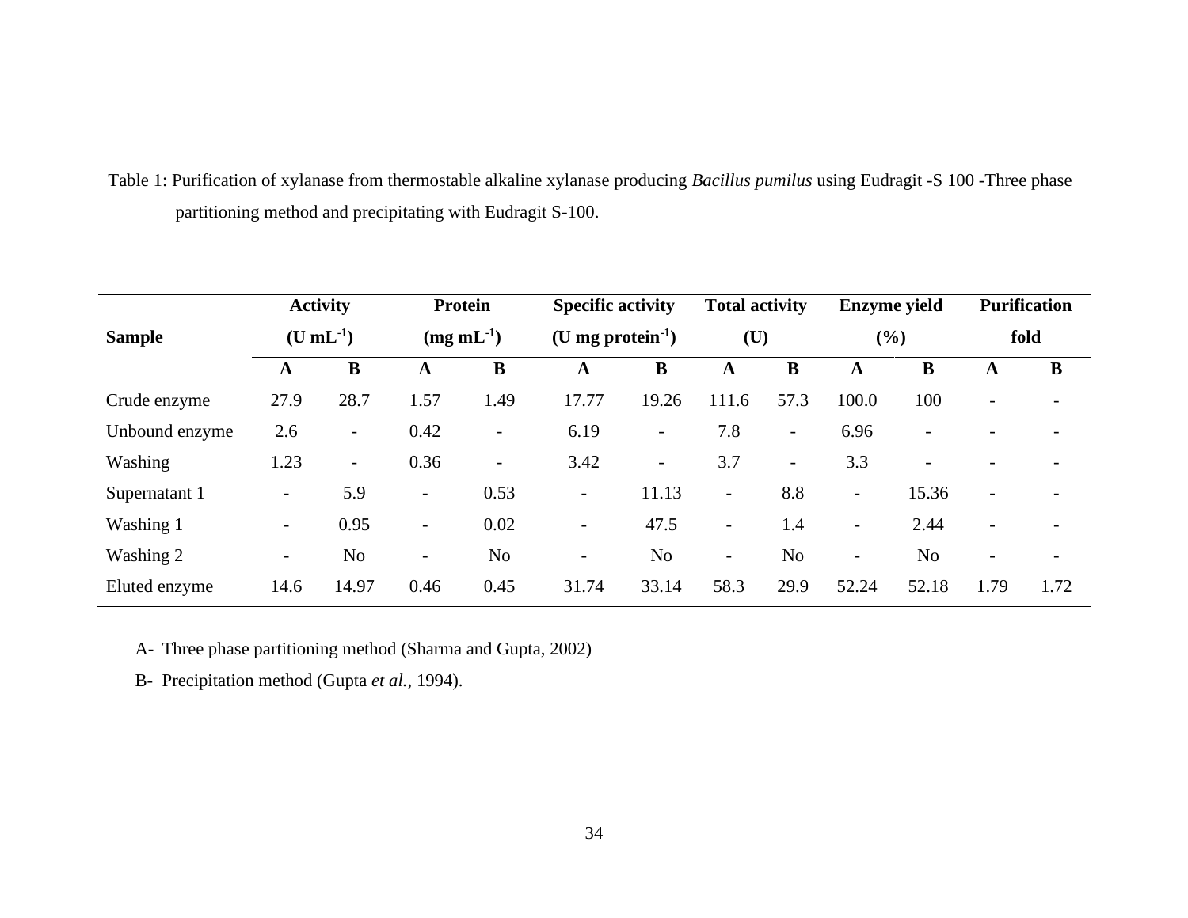Table 1: Purification of xylanase from thermostable alkaline xylanase producing *Bacillus pumilus* using Eudragit -S 100 -Three phase partitioning method and precipitating with Eudragit S-100.

| Sample | Activity ($U\ mL^{-1}$) | | Protein ($mg\ mL^{-1}$) | | Specific activity ($U\ mg\ protein^{-1}$) | | Total activity (U) | | Enzyme yield (%) | | Purification fold | |
|---|---|---|---|---|---|---|---|---|---|---|---|---|
| | **A** | **B** | **A** | **B** | **A** | **B** | **A** | **B** | **A** | **B** | **A** | **B** |
| Crude enzyme | 27.9 | 28.7 | 1.57 | 1.49 | 17.77 | 19.26 | 111.6 | 57.3 | 100.0 | 100 | - | - |
| Unbound enzyme | 2.6 | - | 0.42 | - | 6.19 | - | 7.8 | - | 6.96 | - | - | - |
| Washing | 1.23 | - | 0.36 | - | 3.42 | - | 3.7 | - | 3.3 | - | - | - |
| Supernatant 1 | - | 5.9 | - | 0.53 | - | 11.13 | - | 8.8 | - | 15.36 | - | - |
| Washing 1 | - | 0.95 | - | 0.02 | - | 47.5 | - | 1.4 | - | 2.44 | - | - |
| Washing 2 | - | No | - | No | - | No | - | No | - | No | - | - |
| Eluted enzyme | 14.6 | 14.97 | 0.46 | 0.45 | 31.74 | 33.14 | 58.3 | 29.9 | 52.24 | 52.18 | 1.79 | 1.72 |

A- Three phase partitioning method (Sharma and Gupta, 2002)

B- Precipitation method (Gupta *et al.,* 1994).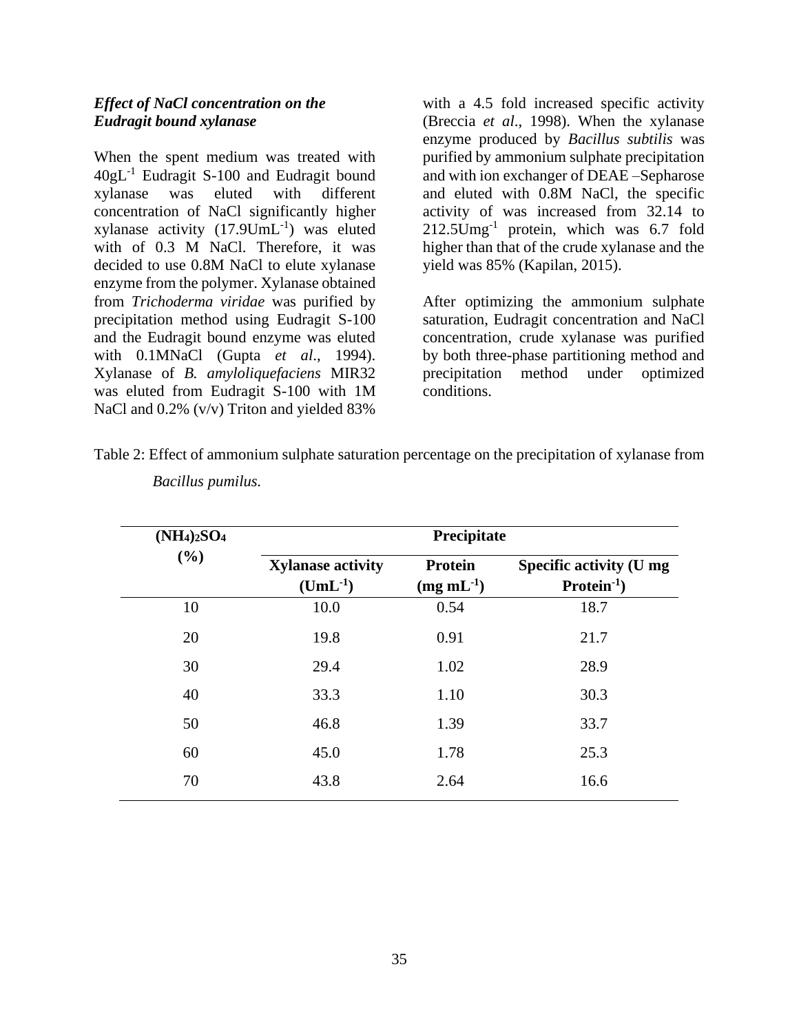### *Effect of NaCl concentration on the Eudragit bound xylanase*

When the spent medium was treated with $40 gL^{-1}$ Eudragit S-100 and Eudragit bound xylanase was eluted with different concentration of NaCl significantly higher xylanase activity ($17.9 UmL^{-1}$) was eluted with of 0.3 M NaCl. Therefore, it was decided to use 0.8M NaCl to elute xylanase enzyme from the polymer. Xylanase obtained from *Trichoderma viridae* was purified by precipitation method using Eudragit S-100 and the Eudragit bound enzyme was eluted with 0.1MNaCl (Gupta *et al*., 1994). Xylanase of *B. amyloliquefaciens* MIR32 was eluted from Eudragit S-100 with 1M NaCl and 0.2% (v/v) Triton and yielded 83% with a 4.5 fold increased specific activity (Breccia *et al*., 1998). When the xylanase enzyme produced by *Bacillus subtilis* was purified by ammonium sulphate precipitation and with ion exchanger of DEAE –Sepharose and eluted with 0.8M NaCl, the specific activity of was increased from 32.14 to $212.5 Umg^{-1}$ protein, which was 6.7 fold higher than that of the crude xylanase and the yield was 85% (Kapilan, 2015).

After optimizing the ammonium sulphate saturation, Eudragit concentration and NaCl concentration, crude xylanase was purified by both three-phase partitioning method and precipitation method under optimized conditions.

Table 2: Effect of ammonium sulphate saturation percentage on the precipitation of xylanase from *Bacillus pumilus.*

| $(NH_4)_2SO_4$ (%) | Precipitate | | |
|---|---|---|---|
| | Xylanase activity ($UmL^{-1}$) | Protein ($mg\ mL^{-1}$) | Specific activity (U mg Protein$^{-1}$) |
| 10 | 10.0 | 0.54 | 18.7 |
| 20 | 19.8 | 0.91 | 21.7 |
| 30 | 29.4 | 1.02 | 28.9 |
| 40 | 33.3 | 1.10 | 30.3 |
| 50 | 46.8 | 1.39 | 33.7 |
| 60 | 45.0 | 1.78 | 25.3 |
| 70 | 43.8 | 2.64 | 16.6 |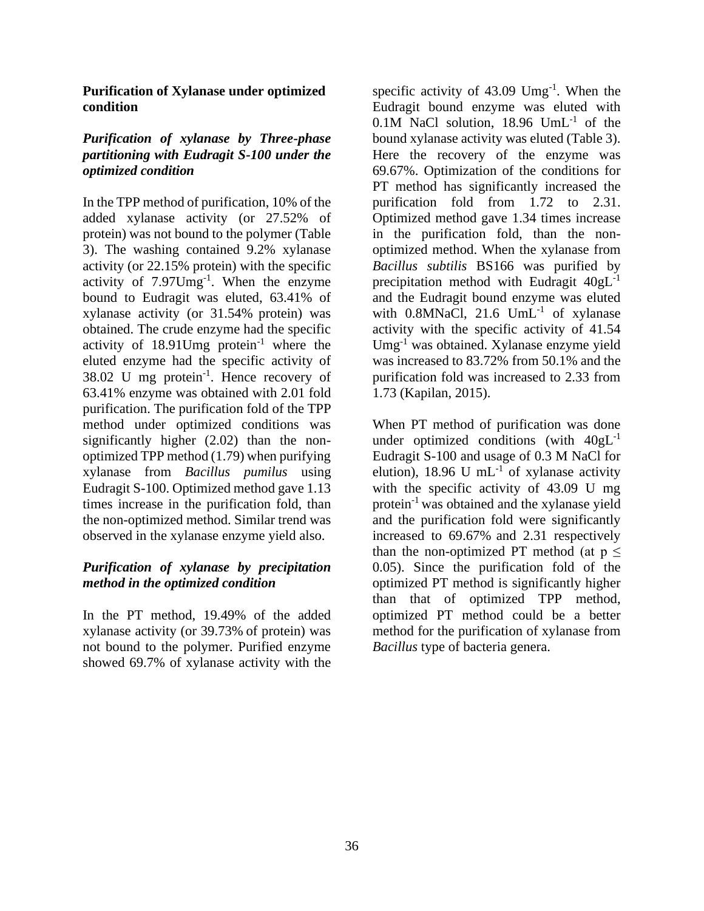## Purification of Xylanase under optimized condition

### *Purification of xylanase by Three-phase partitioning with Eudragit S-100 under the optimized condition*

In the TPP method of purification, 10% of the added xylanase activity (or 27.52% of protein) was not bound to the polymer (Table 3). The washing contained 9.2% xylanase activity (or 22.15% protein) with the specific activity of 7.97Umg$^{-1}$. When the enzyme bound to Eudragit was eluted, 63.41% of xylanase activity (or 31.54% protein) was obtained. The crude enzyme had the specific activity of 18.91Umg protein$^{-1}$ where the eluted enzyme had the specific activity of 38.02 U mg protein$^{-1}$. Hence recovery of 63.41% enzyme was obtained with 2.01 fold purification. The purification fold of the TPP method under optimized conditions was significantly higher (2.02) than the non-optimized TPP method (1.79) when purifying xylanase from *Bacillus pumilus* using Eudragit S-100. Optimized method gave 1.13 times increase in the purification fold, than the non-optimized method. Similar trend was observed in the xylanase enzyme yield also.

### *Purification of xylanase by precipitation method in the optimized condition*

In the PT method, 19.49% of the added xylanase activity (or 39.73% of protein) was not bound to the polymer. Purified enzyme showed 69.7% of xylanase activity with the specific activity of 43.09 Umg$^{-1}$. When the Eudragit bound enzyme was eluted with 0.1M NaCl solution, 18.96 UmL$^{-1}$ of the bound xylanase activity was eluted (Table 3). Here the recovery of the enzyme was 69.67%. Optimization of the conditions for PT method has significantly increased the purification fold from 1.72 to 2.31. Optimized method gave 1.34 times increase in the purification fold, than the non-optimized method. When the xylanase from *Bacillus subtilis* BS166 was purified by precipitation method with Eudragit 40gL$^{-1}$ and the Eudragit bound enzyme was eluted with 0.8MNaCl, 21.6 UmL$^{-1}$ of xylanase activity with the specific activity of 41.54 Umg$^{-1}$ was obtained. Xylanase enzyme yield was increased to 83.72% from 50.1% and the purification fold was increased to 2.33 from 1.73 (Kapilan, 2015).

When PT method of purification was done under optimized conditions (with 40gL$^{-1}$ Eudragit S-100 and usage of 0.3 M NaCl for elution), 18.96 U mL$^{-1}$ of xylanase activity with the specific activity of 43.09 U mg protein$^{-1}$ was obtained and the xylanase yield and the purification fold were significantly increased to 69.67% and 2.31 respectively than the non-optimized PT method (at $p \leq 0.05$). Since the purification fold of the optimized PT method is significantly higher than that of optimized TPP method, optimized PT method could be a better method for the purification of xylanase from *Bacillus* type of bacteria genera.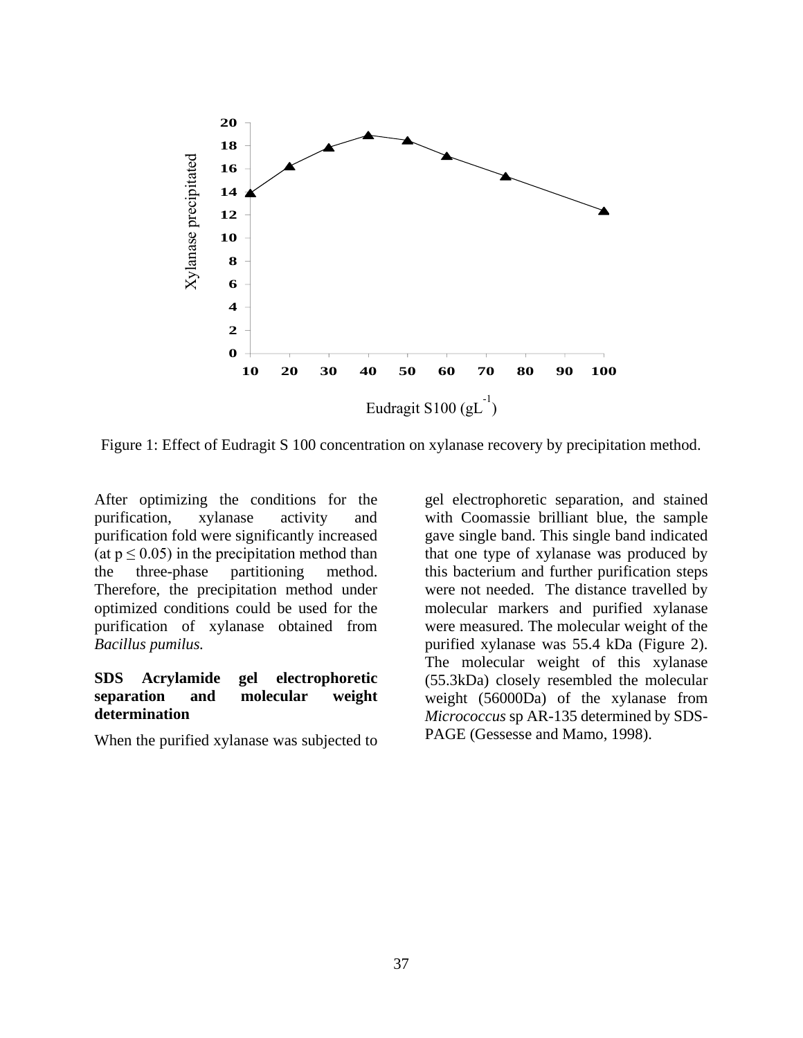Figure 1: Effect of Eudragit S 100 concentration on xylanase recovery by precipitation method.

After optimizing the conditions for the purification, xylanase activity and purification fold were significantly increased (at $p \leq 0.05$) in the precipitation method than the three-phase partitioning method. Therefore, the precipitation method under optimized conditions could be used for the purification of xylanase obtained from *Bacillus pumilus.*

**SDS Acrylamide gel electrophoretic separation and molecular weight determination**

When the purified xylanase was subjected to gel electrophoretic separation, and stained with Coomassie brilliant blue, the sample gave single band. This single band indicated that one type of xylanase was produced by this bacterium and further purification steps were not needed. The distance travelled by molecular markers and purified xylanase were measured. The molecular weight of the purified xylanase was 55.4 kDa (Figure 2). The molecular weight of this xylanase (55.3kDa) closely resembled the molecular weight (56000Da) of the xylanase from *Micrococcus* sp AR-135 determined by SDS-PAGE (Gessesse and Mamo, 1998).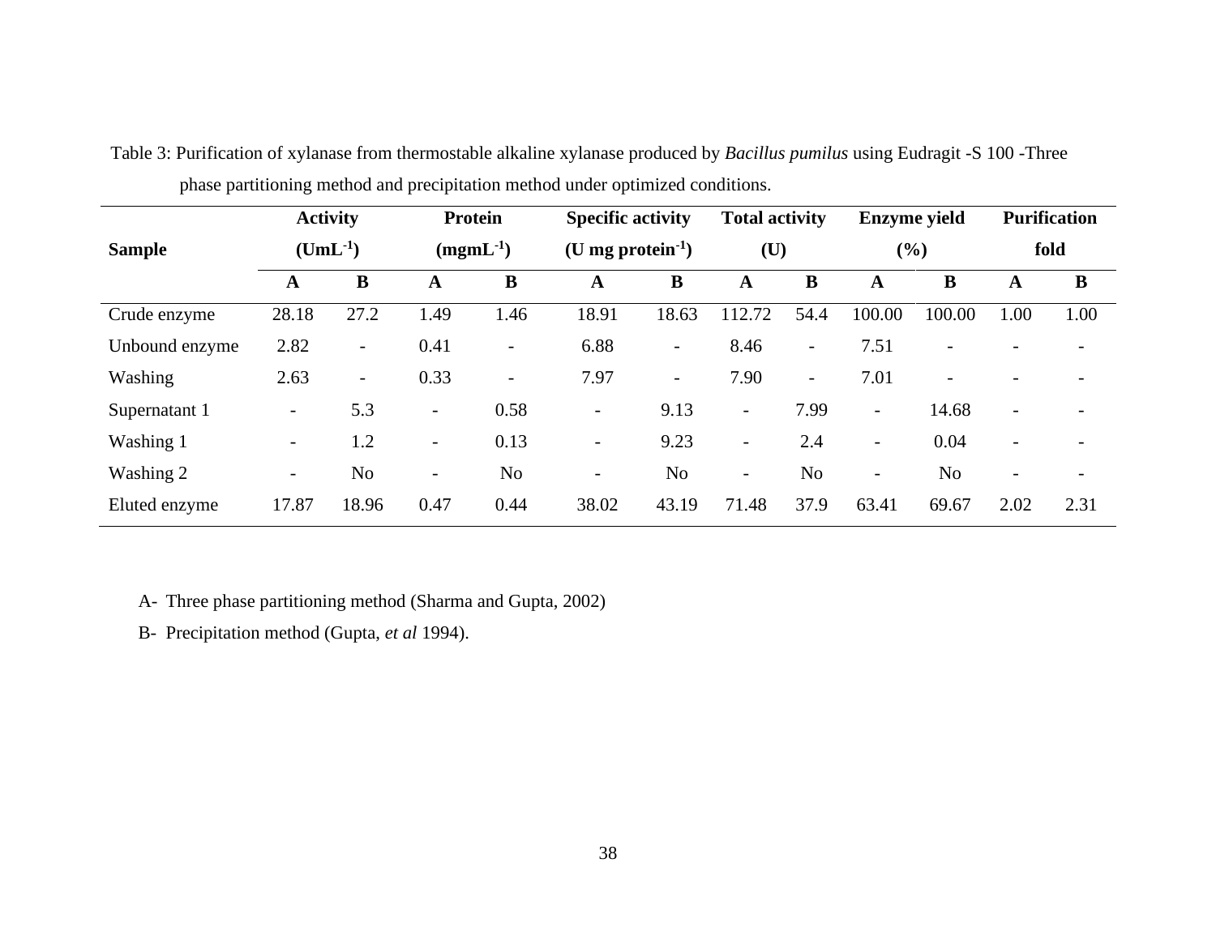Table 3: Purification of xylanase from thermostable alkaline xylanase produced by *Bacillus pumilus* using Eudragit -S 100 -Three phase partitioning method and precipitation method under optimized conditions.

| Sample | Activity ($UmL^{-1}$) | | Protein ($mgmL^{-1}$) | | Specific activity (U mg $protein^{-1}$) | | Total activity (U) | | Enzyme yield (%) | | Purification fold | |
|---|---|---|---|---|---|---|---|---|---|---|---|---|
| | **A** | **B** | **A** | **B** | **A** | **B** | **A** | **B** | **A** | **B** | **A** | **B** |
| Crude enzyme | 28.18 | 27.2 | 1.49 | 1.46 | 18.91 | 18.63 | 112.72 | 54.4 | 100.00 | 100.00 | 1.00 | 1.00 |
| Unbound enzyme | 2.82 | - | 0.41 | - | 6.88 | - | 8.46 | - | 7.51 | - | - | - |
| Washing | 2.63 | - | 0.33 | - | 7.97 | - | 7.90 | - | 7.01 | - | - | - |
| Supernatant 1 | - | 5.3 | - | 0.58 | - | 9.13 | - | 7.99 | - | 14.68 | - | - |
| Washing 1 | - | 1.2 | - | 0.13 | - | 9.23 | - | 2.4 | - | 0.04 | - | - |
| Washing 2 | - | No | - | No | - | No | - | No | - | No | - | - |
| Eluted enzyme | 17.87 | 18.96 | 0.47 | 0.44 | 38.02 | 43.19 | 71.48 | 37.9 | 63.41 | 69.67 | 2.02 | 2.31 |

A- Three phase partitioning method (Sharma and Gupta, 2002)

B- Precipitation method (Gupta, *et al* 1994).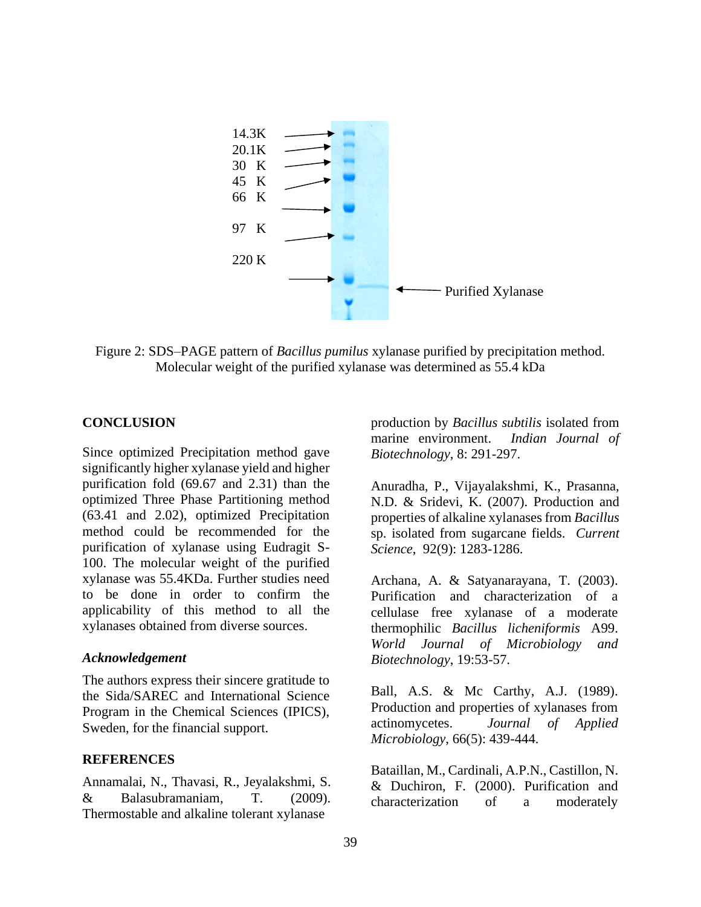Figure 2: SDS–PAGE pattern of *Bacillus pumilus* xylanase purified by precipitation method. Molecular weight of the purified xylanase was determined as 55.4 kDa

## CONCLUSION

Since optimized Precipitation method gave significantly higher xylanase yield and higher purification fold (69.67 and 2.31) than the optimized Three Phase Partitioning method (63.41 and 2.02), optimized Precipitation method could be recommended for the purification of xylanase using Eudragit S-100. The molecular weight of the purified xylanase was 55.4KDa. Further studies need to be done in order to confirm the applicability of this method to all the xylanases obtained from diverse sources.

### *Acknowledgement*

The authors express their sincere gratitude to the Sida/SAREC and International Science Program in the Chemical Sciences (IPICS), Sweden, for the financial support.

## REFERENCES

Annamalai, N., Thavasi, R., Jeyalakshmi, S. & Balasubramaniam, T. (2009). Thermostable and alkaline tolerant xylanase production by *Bacillus subtilis* isolated from marine environment. *Indian Journal of Biotechnology*, 8: 291-297.

Anuradha, P., Vijayalakshmi, K., Prasanna, N.D. & Sridevi, K. (2007). Production and properties of alkaline xylanases from *Bacillus* sp. isolated from sugarcane fields. *Current Science*, 92(9): 1283-1286.

Archana, A. & Satyanarayana, T. (2003). Purification and characterization of a cellulase free xylanase of a moderate thermophilic *Bacillus licheniformis* A99. *World Journal of Microbiology and Biotechnology*, 19:53-57.

Ball, A.S. & Mc Carthy, A.J. (1989). Production and properties of xylanases from actinomycetes. *Journal of Applied Microbiology*, 66(5): 439-444.

Bataillan, M., Cardinali, A.P.N., Castillon, N. & Duchiron, F. (2000). Purification and characterization of a moderately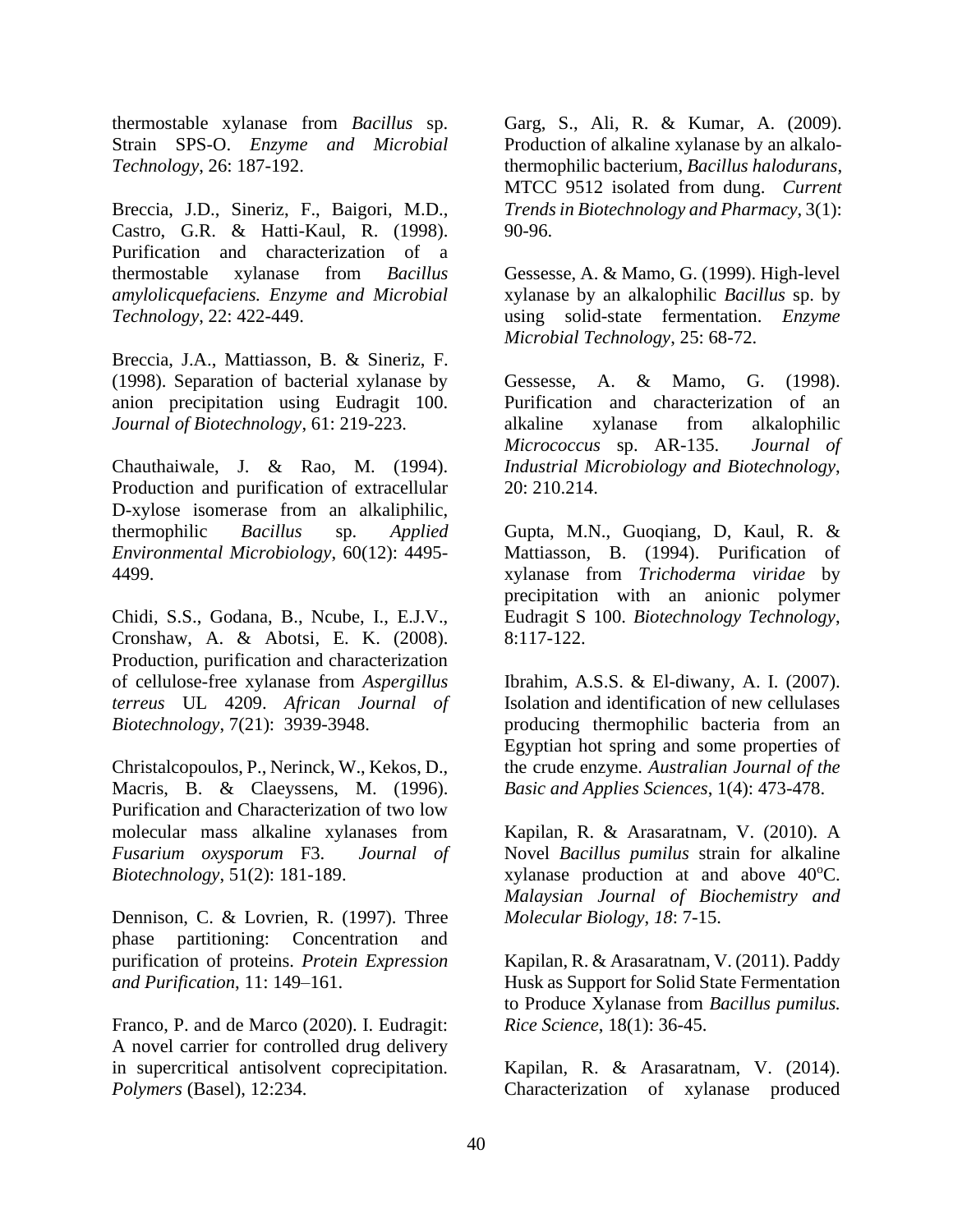thermostable xylanase from *Bacillus* sp. Strain SPS-O. *Enzyme and Microbial Technology*, 26: 187-192.

Breccia, J.D., Sineriz, F., Baigori, M.D., Castro, G.R. & Hatti-Kaul, R. (1998). Purification and characterization of a thermostable xylanase from *Bacillus amylolicquefaciens. Enzyme and Microbial Technology*, 22: 422-449.

Breccia, J.A., Mattiasson, B. & Sineriz, F. (1998). Separation of bacterial xylanase by anion precipitation using Eudragit 100. *Journal of Biotechnology*, 61: 219-223.

Chauthaiwale, J. & Rao, M. (1994). Production and purification of extracellular D-xylose isomerase from an alkaliphilic, thermophilic *Bacillus* sp. *Applied Environmental Microbiology*, 60(12): 4495-4499.

Chidi, S.S., Godana, B., Ncube, I., E.J.V., Cronshaw, A. & Abotsi, E. K. (2008). Production, purification and characterization of cellulose-free xylanase from *Aspergillus terreus* UL 4209. *African Journal of Biotechnology*, 7(21): 3939-3948.

Christalcopoulos, P., Nerinck, W., Kekos, D., Macris, B. & Claeyssens, M. (1996). Purification and Characterization of two low molecular mass alkaline xylanases from *Fusarium oxysporum* F3. *Journal of Biotechnology*, 51(2): 181-189.

Dennison, C. & Lovrien, R. (1997). Three phase partitioning: Concentration and purification of proteins. *Protein Expression and Purification*, 11: 149–161.

Franco, P. and de Marco (2020). I. Eudragit: A novel carrier for controlled drug delivery in supercritical antisolvent coprecipitation. *Polymers* (Basel), 12:234.

Garg, S., Ali, R. & Kumar, A. (2009). Production of alkaline xylanase by an alkalo-thermophilic bacterium, *Bacillus halodurans*, MTCC 9512 isolated from dung. *Current Trends in Biotechnology and Pharmacy*, 3(1): 90-96.

Gessesse, A. & Mamo, G. (1999). High-level xylanase by an alkalophilic *Bacillus* sp. by using solid-state fermentation. *Enzyme Microbial Technology*, 25: 68-72.

Gessesse, A. & Mamo, G. (1998). Purification and characterization of an alkaline xylanase from alkalophilic *Micrococcus* sp. AR-135. *Journal of Industrial Microbiology and Biotechnology*, 20: 210.214.

Gupta, M.N., Guoqiang, D, Kaul, R. & Mattiasson, B. (1994). Purification of xylanase from *Trichoderma viridae* by precipitation with an anionic polymer Eudragit S 100. *Biotechnology Technology*, 8:117-122.

Ibrahim, A.S.S. & El-diwany, A. I. (2007). Isolation and identification of new cellulases producing thermophilic bacteria from an Egyptian hot spring and some properties of the crude enzyme. *Australian Journal of the Basic and Applies Sciences*, 1(4): 473-478.

Kapilan, R. & Arasaratnam, V. (2010). A Novel *Bacillus pumilus* strain for alkaline xylanase production at and above 40$^{o}$C. *Malaysian Journal of Biochemistry and Molecular Biology*, *18*: 7-15.

Kapilan, R. & Arasaratnam, V. (2011). Paddy Husk as Support for Solid State Fermentation to Produce Xylanase from *Bacillus pumilus. Rice Science*, 18(1): 36-45.

Kapilan, R. & Arasaratnam, V. (2014). Characterization of xylanase produced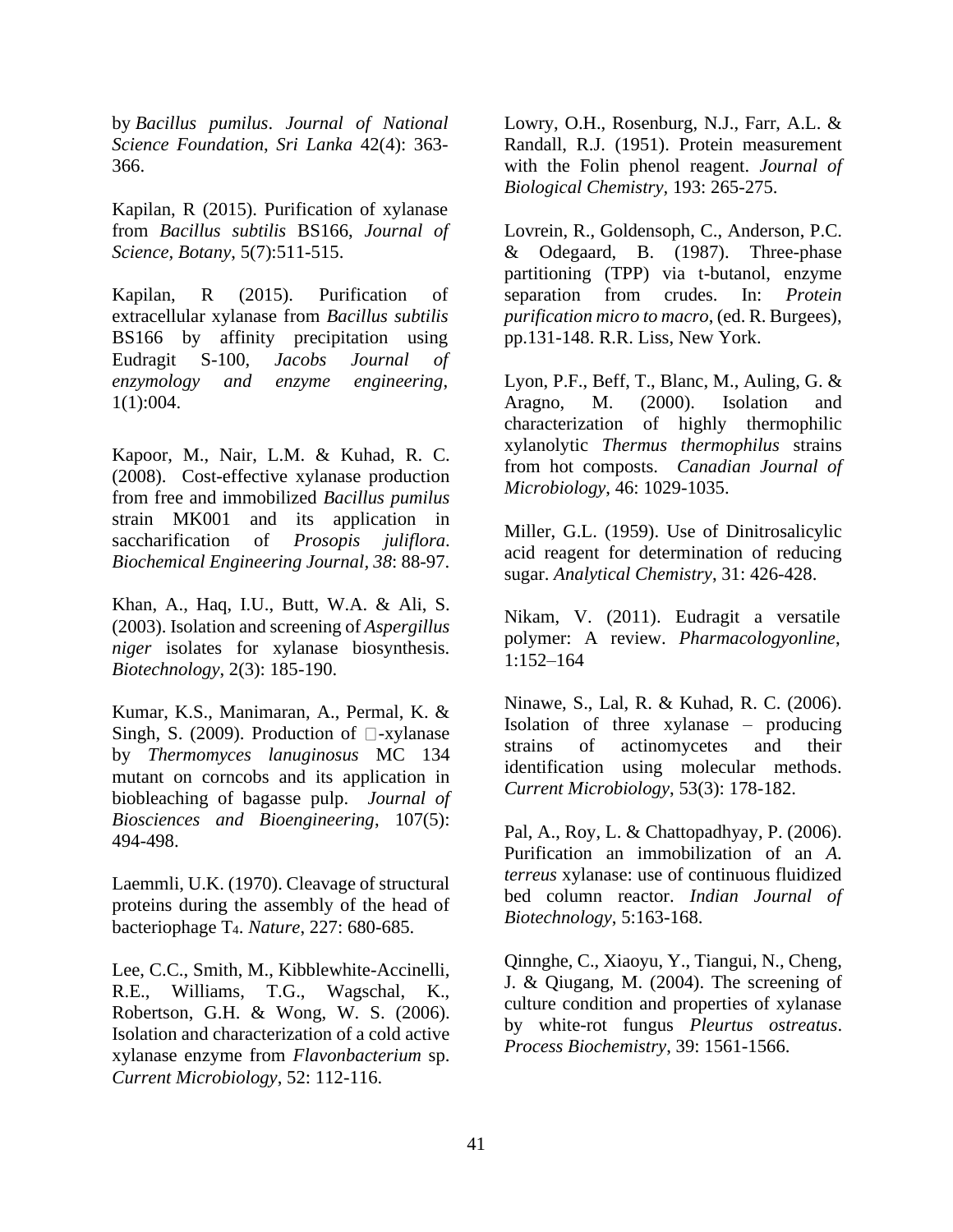by *Bacillus pumilus*. *Journal of National Science Foundation, Sri Lanka* 42(4): 363-366.

Kapilan, R (2015). Purification of xylanase from *Bacillus subtilis* BS166, *Journal of Science, Botany*, 5(7):511-515.

Kapilan, R (2015). Purification of extracellular xylanase from *Bacillus subtilis* BS166 by affinity precipitation using Eudragit S-100, *Jacobs Journal of enzymology and enzyme engineering*, 1(1):004.

Kapoor, M., Nair, L.M. & Kuhad, R. C. (2008). Cost-effective xylanase production from free and immobilized *Bacillus pumilus* strain MK001 and its application in saccharification of *Prosopis juliflora*. *Biochemical Engineering Journal*, *38*: 88-97.

Khan, A., Haq, I.U., Butt, W.A. & Ali, S. (2003). Isolation and screening of *Aspergillus niger* isolates for xylanase biosynthesis. *Biotechnology*, 2(3): 185-190.

Kumar, K.S., Manimaran, A., Permal, K. & Singh, S. (2009). Production of □-xylanase by *Thermomyces lanuginosus* MC 134 mutant on corncobs and its application in biobleaching of bagasse pulp. *Journal of Biosciences and Bioengineering*, 107(5): 494-498.

Laemmli, U.K. (1970). Cleavage of structural proteins during the assembly of the head of bacteriophage $T_4$. *Nature*, 227: 680-685.

Lee, C.C., Smith, M., Kibblewhite-Accinelli, R.E., Williams, T.G., Wagschal, K., Robertson, G.H. & Wong, W. S. (2006). Isolation and characterization of a cold active xylanase enzyme from *Flavonbacterium* sp. *Current Microbiology*, 52: 112-116.

Lowry, O.H., Rosenburg, N.J., Farr, A.L. & Randall, R.J. (1951). Protein measurement with the Folin phenol reagent. *Journal of Biological Chemistry*, 193: 265-275.

Lovrein, R., Goldensoph, C., Anderson, P.C. & Odegaard, B. (1987). Three-phase partitioning (TPP) via t-butanol, enzyme separation from crudes. In: *Protein purification micro to macro*, (ed. R. Burgees), pp.131-148. R.R. Liss, New York.

Lyon, P.F., Beff, T., Blanc, M., Auling, G. & Aragno, M. (2000). Isolation and characterization of highly thermophilic xylanolytic *Thermus thermophilus* strains from hot composts. *Canadian Journal of Microbiology*, 46: 1029-1035.

Miller, G.L. (1959). Use of Dinitrosalicylic acid reagent for determination of reducing sugar. *Analytical Chemistry*, 31: 426-428.

Nikam, V. (2011). Eudragit a versatile polymer: A review. *Pharmacologyonline*, 1:152–164

Ninawe, S., Lal, R. & Kuhad, R. C. (2006). Isolation of three xylanase – producing strains of actinomycetes and their identification using molecular methods. *Current Microbiology*, 53(3): 178-182.

Pal, A., Roy, L. & Chattopadhyay, P. (2006). Purification an immobilization of an *A. terreus* xylanase: use of continuous fluidized bed column reactor. *Indian Journal of Biotechnology*, 5:163-168.

Qinnghe, C., Xiaoyu, Y., Tiangui, N., Cheng, J. & Qiugang, M. (2004). The screening of culture condition and properties of xylanase by white-rot fungus *Pleurtus ostreatus*. *Process Biochemistry*, 39: 1561-1566.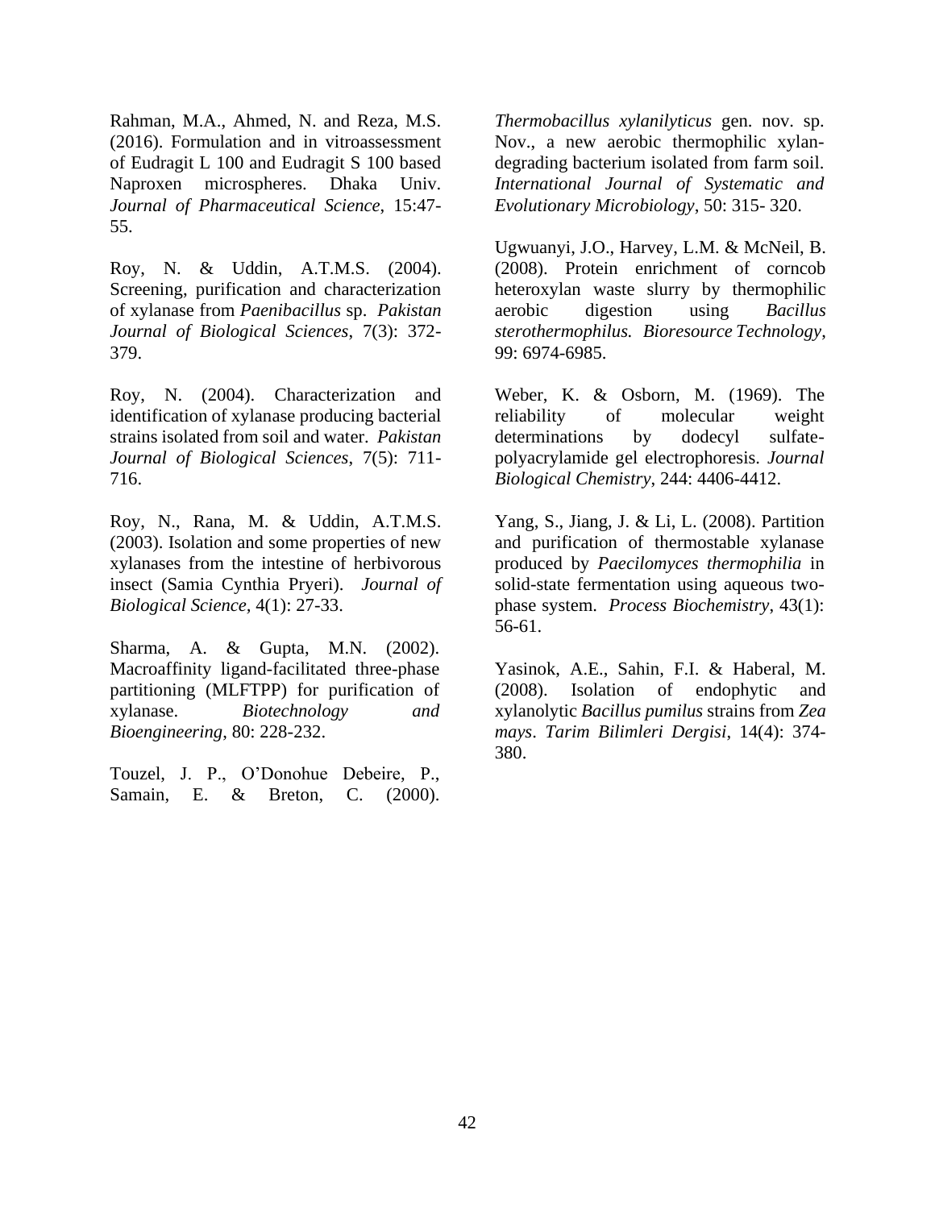Rahman, M.A., Ahmed, N. and Reza, M.S. (2016). Formulation and in vitroassessment of Eudragit L 100 and Eudragit S 100 based Naproxen microspheres. Dhaka Univ. *Journal of Pharmaceutical Science*, 15:47-55.

Roy, N. & Uddin, A.T.M.S. (2004). Screening, purification and characterization of xylanase from *Paenibacillus* sp. *Pakistan Journal of Biological Sciences*, 7(3): 372-379.

Roy, N. (2004). Characterization and identification of xylanase producing bacterial strains isolated from soil and water. *Pakistan Journal of Biological Sciences*, 7(5): 711-716.

Roy, N., Rana, M. & Uddin, A.T.M.S. (2003). Isolation and some properties of new xylanases from the intestine of herbivorous insect (Samia Cynthia Pryeri). *Journal of Biological Science*, 4(1): 27-33.

Sharma, A. & Gupta, M.N. (2002). Macroaffinity ligand-facilitated three-phase partitioning (MLFTPP) for purification of xylanase. *Biotechnology and Bioengineering*, 80: 228-232.

Touzel, J. P., O'Donohue Debeire, P., Samain, E. & Breton, C. (2000). *Thermobacillus xylanilyticus* gen. nov. sp. Nov., a new aerobic thermophilic xylan-degrading bacterium isolated from farm soil. *International Journal of Systematic and Evolutionary Microbiology*, 50: 315- 320.

Ugwuanyi, J.O., Harvey, L.M. & McNeil, B. (2008). Protein enrichment of corncob heteroxylan waste slurry by thermophilic aerobic digestion using *Bacillus sterothermophilus. Bioresource Technology*, 99: 6974-6985.

Weber, K. & Osborn, M. (1969). The reliability of molecular weight determinations by dodecyl sulfate-polyacrylamide gel electrophoresis. *Journal Biological Chemistry*, 244: 4406-4412.

Yang, S., Jiang, J. & Li, L. (2008). Partition and purification of thermostable xylanase produced by *Paecilomyces thermophilia* in solid-state fermentation using aqueous two-phase system. *Process Biochemistry*, 43(1): 56-61.

Yasinok, A.E., Sahin, F.I. & Haberal, M. (2008). Isolation of endophytic and xylanolytic *Bacillus pumilus* strains from *Zea mays*. *Tarim Bilimleri Dergisi*, 14(4): 374-380.